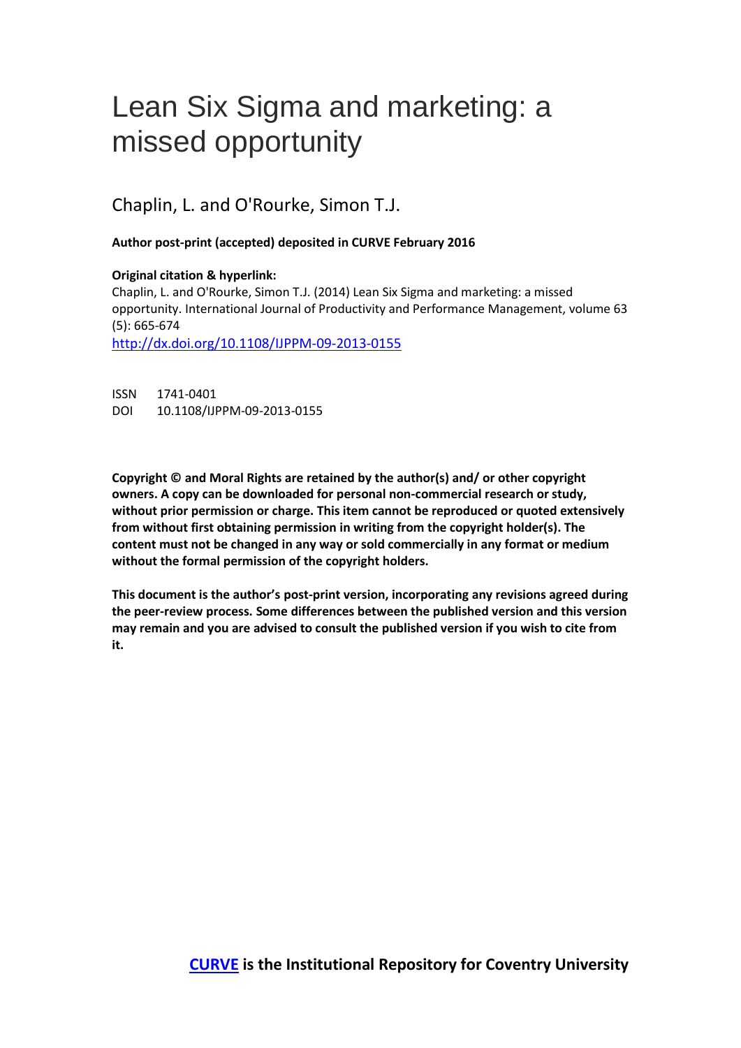# Lean Six Sigma and marketing: a missed opportunity

Chaplin, L. and O'Rourke, Simon T.J.

**Author post-print (accepted) deposited in CURVE February 2016**

**Original citation & hyperlink:**

Chaplin, L. and O'Rourke, Simon T.J. (2014) Lean Six Sigma and marketing: a missed opportunity. International Journal of Productivity and Performance Management, volume 63 (5): 665-674

[http://dx.doi.org/10.1108/IJPPM-09-2013-0155](http://dx.doi.org/10.1108/IJPPM-09-2013-0155)

ISSN 1741-0401

DOI 10.1108/IJPPM-09-2013-0155

**Copyright © and Moral Rights are retained by the author(s) and/ or other copyright owners. A copy can be downloaded for personal non-commercial research or study, without prior permission or charge. This item cannot be reproduced or quoted extensively from without first obtaining permission in writing from the copyright holder(s). The content must not be changed in any way or sold commercially in any format or medium without the formal permission of the copyright holders.**

**This document is the author's post-print version, incorporating any revisions agreed during the peer-review process. Some differences between the published version and this version may remain and you are advised to consult the published version if you wish to cite from it.**

**[CURVE](#) is the Institutional Repository for Coventry University**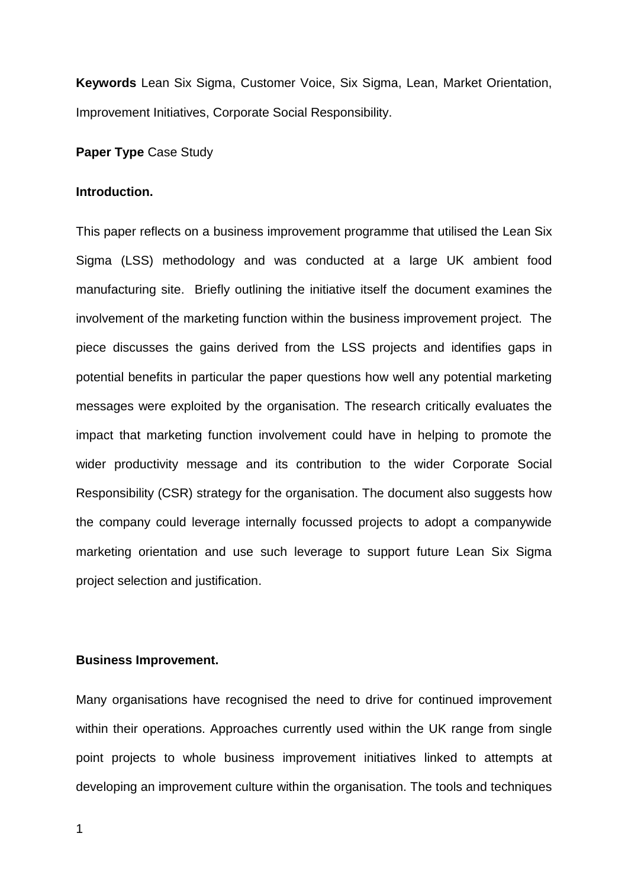**Keywords** Lean Six Sigma, Customer Voice, Six Sigma, Lean, Market Orientation, Improvement Initiatives, Corporate Social Responsibility.

**Paper Type** Case Study

## Introduction.

This paper reflects on a business improvement programme that utilised the Lean Six Sigma (LSS) methodology and was conducted at a large UK ambient food manufacturing site. Briefly outlining the initiative itself the document examines the involvement of the marketing function within the business improvement project. The piece discusses the gains derived from the LSS projects and identifies gaps in potential benefits in particular the paper questions how well any potential marketing messages were exploited by the organisation. The research critically evaluates the impact that marketing function involvement could have in helping to promote the wider productivity message and its contribution to the wider Corporate Social Responsibility (CSR) strategy for the organisation. The document also suggests how the company could leverage internally focussed projects to adopt a companywide marketing orientation and use such leverage to support future Lean Six Sigma project selection and justification.

## Business Improvement.

Many organisations have recognised the need to drive for continued improvement within their operations. Approaches currently used within the UK range from single point projects to whole business improvement initiatives linked to attempts at developing an improvement culture within the organisation. The tools and techniques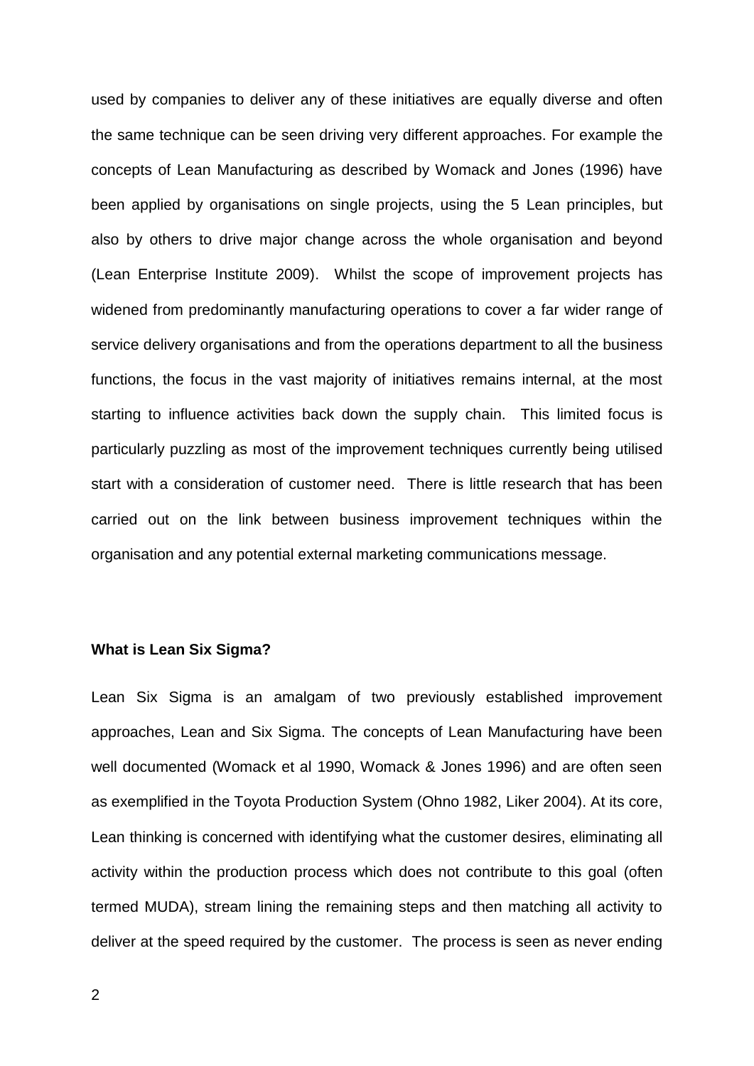used by companies to deliver any of these initiatives are equally diverse and often the same technique can be seen driving very different approaches. For example the concepts of Lean Manufacturing as described by Womack and Jones (1996) have been applied by organisations on single projects, using the 5 Lean principles, but also by others to drive major change across the whole organisation and beyond (Lean Enterprise Institute 2009). Whilst the scope of improvement projects has widened from predominantly manufacturing operations to cover a far wider range of service delivery organisations and from the operations department to all the business functions, the focus in the vast majority of initiatives remains internal, at the most starting to influence activities back down the supply chain. This limited focus is particularly puzzling as most of the improvement techniques currently being utilised start with a consideration of customer need. There is little research that has been carried out on the link between business improvement techniques within the organisation and any potential external marketing communications message.

**What is Lean Six Sigma?**

Lean Six Sigma is an amalgam of two previously established improvement approaches, Lean and Six Sigma. The concepts of Lean Manufacturing have been well documented (Womack et al 1990, Womack & Jones 1996) and are often seen as exemplified in the Toyota Production System (Ohno 1982, Liker 2004). At its core, Lean thinking is concerned with identifying what the customer desires, eliminating all activity within the production process which does not contribute to this goal (often termed MUDA), stream lining the remaining steps and then matching all activity to deliver at the speed required by the customer. The process is seen as never ending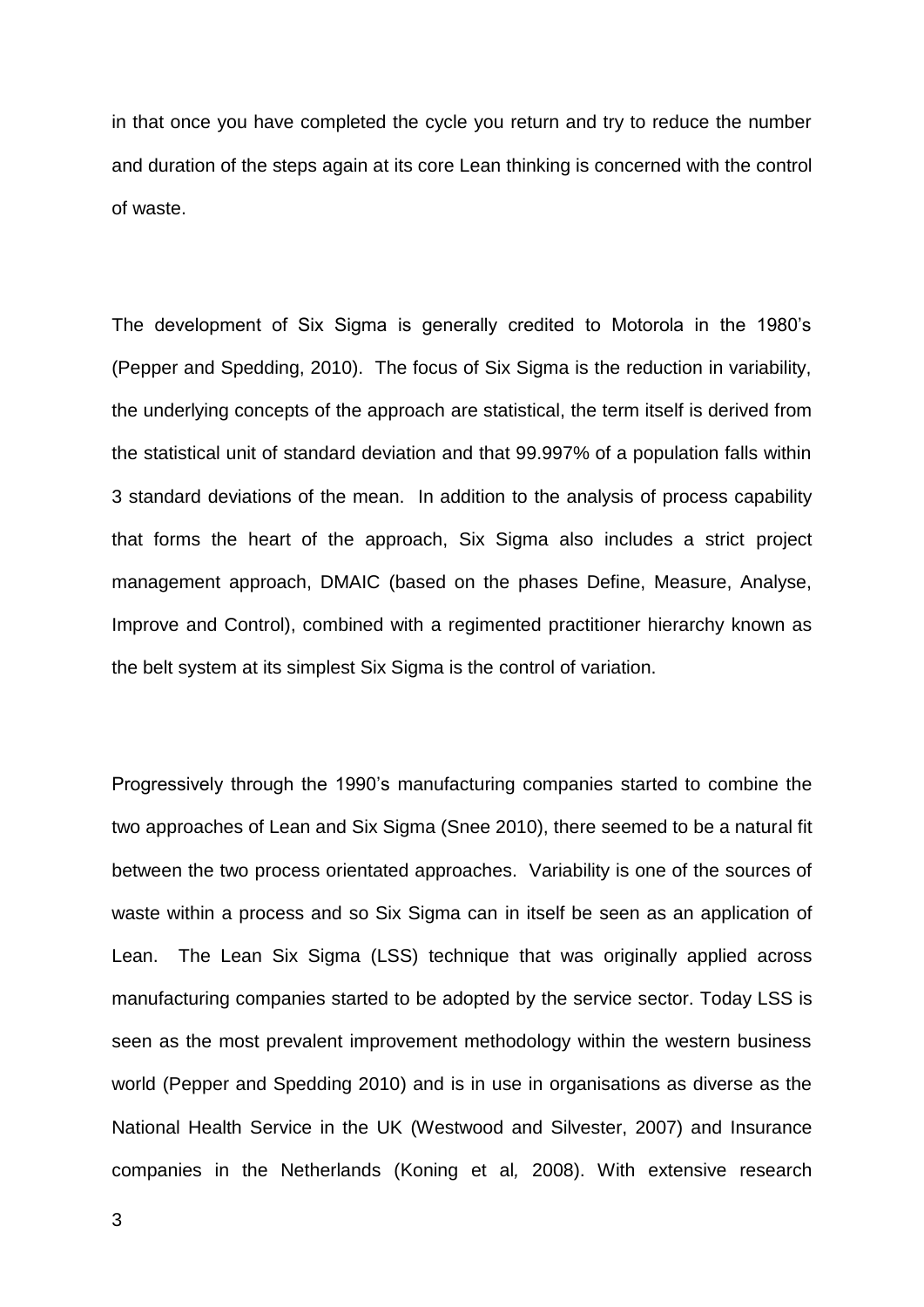in that once you have completed the cycle you return and try to reduce the number and duration of the steps again at its core Lean thinking is concerned with the control of waste.

The development of Six Sigma is generally credited to Motorola in the 1980's (Pepper and Spedding, 2010). The focus of Six Sigma is the reduction in variability, the underlying concepts of the approach are statistical, the term itself is derived from the statistical unit of standard deviation and that 99.997% of a population falls within 3 standard deviations of the mean. In addition to the analysis of process capability that forms the heart of the approach, Six Sigma also includes a strict project management approach, DMAIC (based on the phases Define, Measure, Analyse, Improve and Control), combined with a regimented practitioner hierarchy known as the belt system at its simplest Six Sigma is the control of variation.

Progressively through the 1990's manufacturing companies started to combine the two approaches of Lean and Six Sigma (Snee 2010), there seemed to be a natural fit between the two process orientated approaches. Variability is one of the sources of waste within a process and so Six Sigma can in itself be seen as an application of Lean. The Lean Six Sigma (LSS) technique that was originally applied across manufacturing companies started to be adopted by the service sector. Today LSS is seen as the most prevalent improvement methodology within the western business world (Pepper and Spedding 2010) and is in use in organisations as diverse as the National Health Service in the UK (Westwood and Silvester, 2007) and Insurance companies in the Netherlands (Koning et al*,* 2008). With extensive research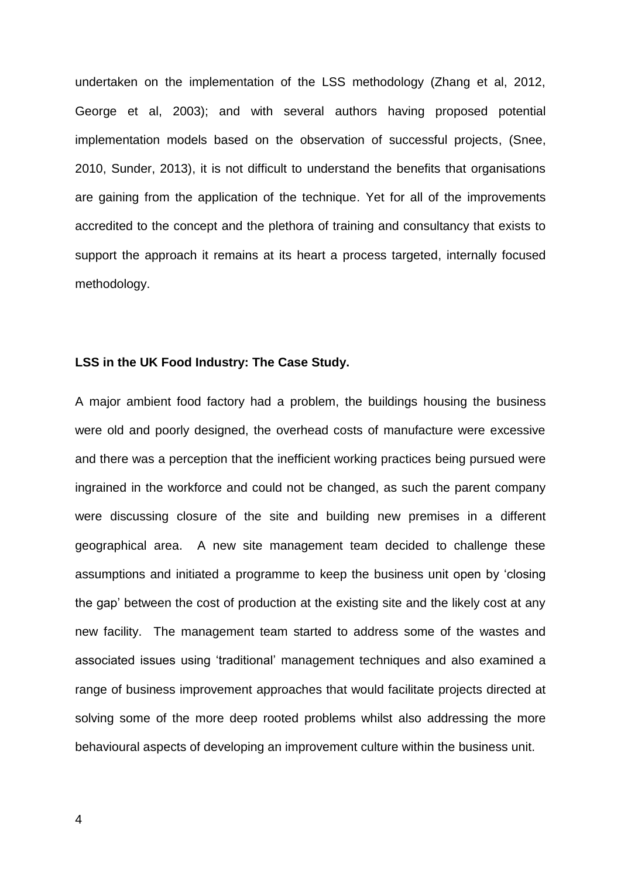undertaken on the implementation of the LSS methodology (Zhang et al, 2012, George et al, 2003); and with several authors having proposed potential implementation models based on the observation of successful projects, (Snee, 2010, Sunder, 2013), it is not difficult to understand the benefits that organisations are gaining from the application of the technique. Yet for all of the improvements accredited to the concept and the plethora of training and consultancy that exists to support the approach it remains at its heart a process targeted, internally focused methodology.

**LSS in the UK Food Industry: The Case Study.**

A major ambient food factory had a problem, the buildings housing the business were old and poorly designed, the overhead costs of manufacture were excessive and there was a perception that the inefficient working practices being pursued were ingrained in the workforce and could not be changed, as such the parent company were discussing closure of the site and building new premises in a different geographical area. A new site management team decided to challenge these assumptions and initiated a programme to keep the business unit open by 'closing the gap' between the cost of production at the existing site and the likely cost at any new facility. The management team started to address some of the wastes and associated issues using 'traditional' management techniques and also examined a range of business improvement approaches that would facilitate projects directed at solving some of the more deep rooted problems whilst also addressing the more behavioural aspects of developing an improvement culture within the business unit.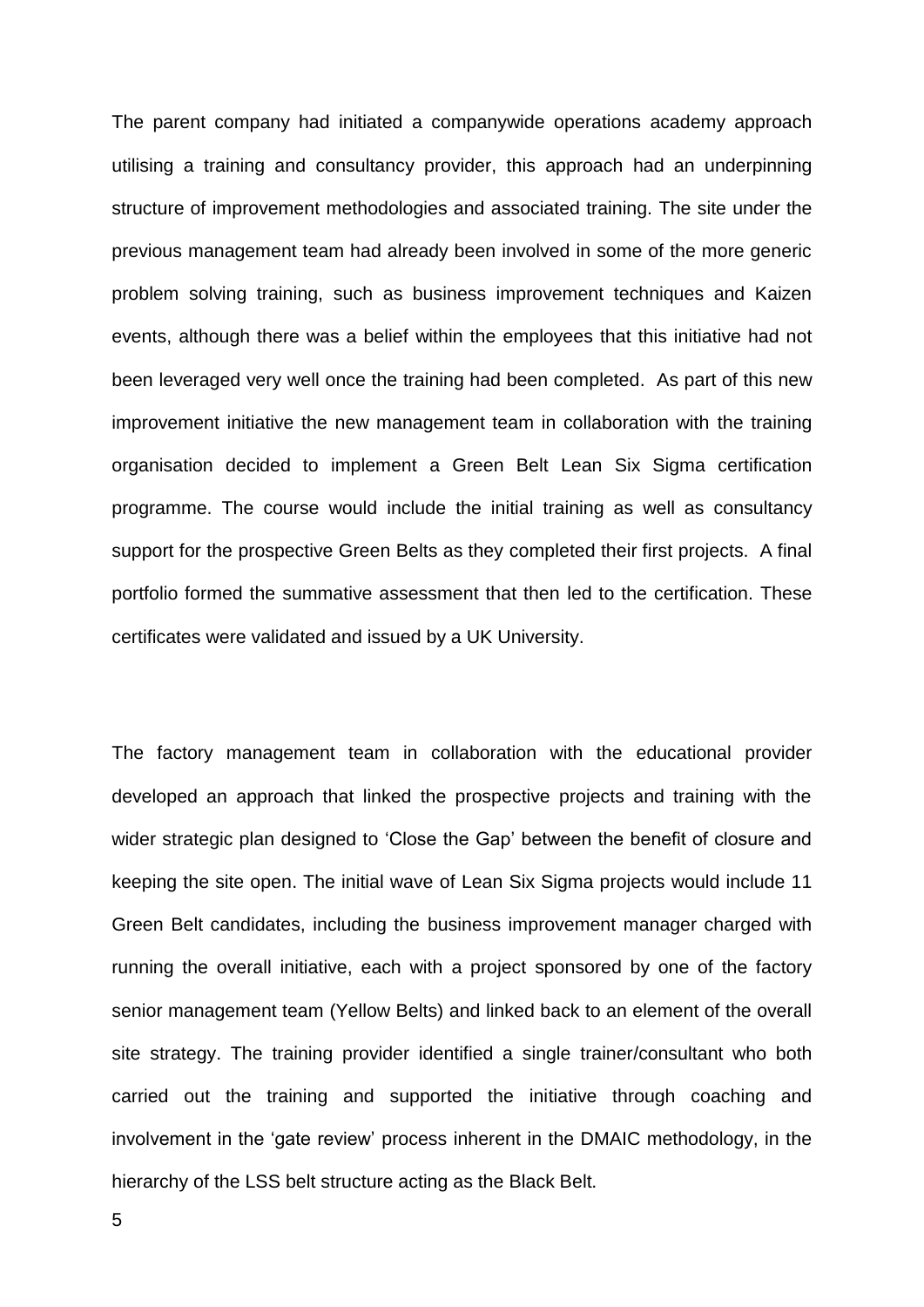The parent company had initiated a companywide operations academy approach utilising a training and consultancy provider, this approach had an underpinning structure of improvement methodologies and associated training. The site under the previous management team had already been involved in some of the more generic problem solving training, such as business improvement techniques and Kaizen events, although there was a belief within the employees that this initiative had not been leveraged very well once the training had been completed. As part of this new improvement initiative the new management team in collaboration with the training organisation decided to implement a Green Belt Lean Six Sigma certification programme. The course would include the initial training as well as consultancy support for the prospective Green Belts as they completed their first projects. A final portfolio formed the summative assessment that then led to the certification. These certificates were validated and issued by a UK University.

The factory management team in collaboration with the educational provider developed an approach that linked the prospective projects and training with the wider strategic plan designed to 'Close the Gap' between the benefit of closure and keeping the site open. The initial wave of Lean Six Sigma projects would include 11 Green Belt candidates, including the business improvement manager charged with running the overall initiative, each with a project sponsored by one of the factory senior management team (Yellow Belts) and linked back to an element of the overall site strategy. The training provider identified a single trainer/consultant who both carried out the training and supported the initiative through coaching and involvement in the 'gate review' process inherent in the DMAIC methodology, in the hierarchy of the LSS belt structure acting as the Black Belt.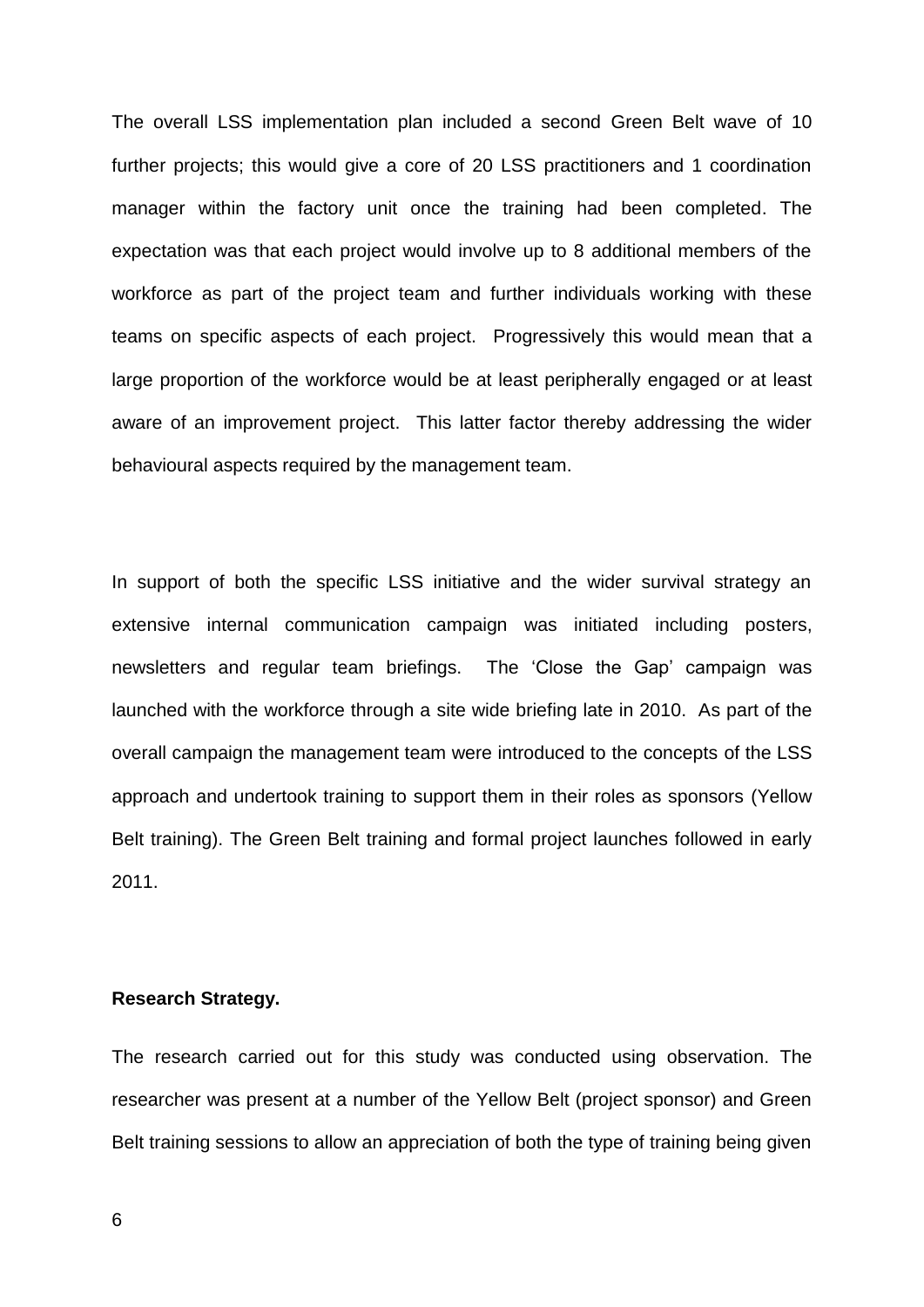The overall LSS implementation plan included a second Green Belt wave of 10 further projects; this would give a core of 20 LSS practitioners and 1 coordination manager within the factory unit once the training had been completed. The expectation was that each project would involve up to 8 additional members of the workforce as part of the project team and further individuals working with these teams on specific aspects of each project. Progressively this would mean that a large proportion of the workforce would be at least peripherally engaged or at least aware of an improvement project. This latter factor thereby addressing the wider behavioural aspects required by the management team.

In support of both the specific LSS initiative and the wider survival strategy an extensive internal communication campaign was initiated including posters, newsletters and regular team briefings. The 'Close the Gap' campaign was launched with the workforce through a site wide briefing late in 2010. As part of the overall campaign the management team were introduced to the concepts of the LSS approach and undertook training to support them in their roles as sponsors (Yellow Belt training). The Green Belt training and formal project launches followed in early 2011.

**Research Strategy.**

The research carried out for this study was conducted using observation. The researcher was present at a number of the Yellow Belt (project sponsor) and Green Belt training sessions to allow an appreciation of both the type of training being given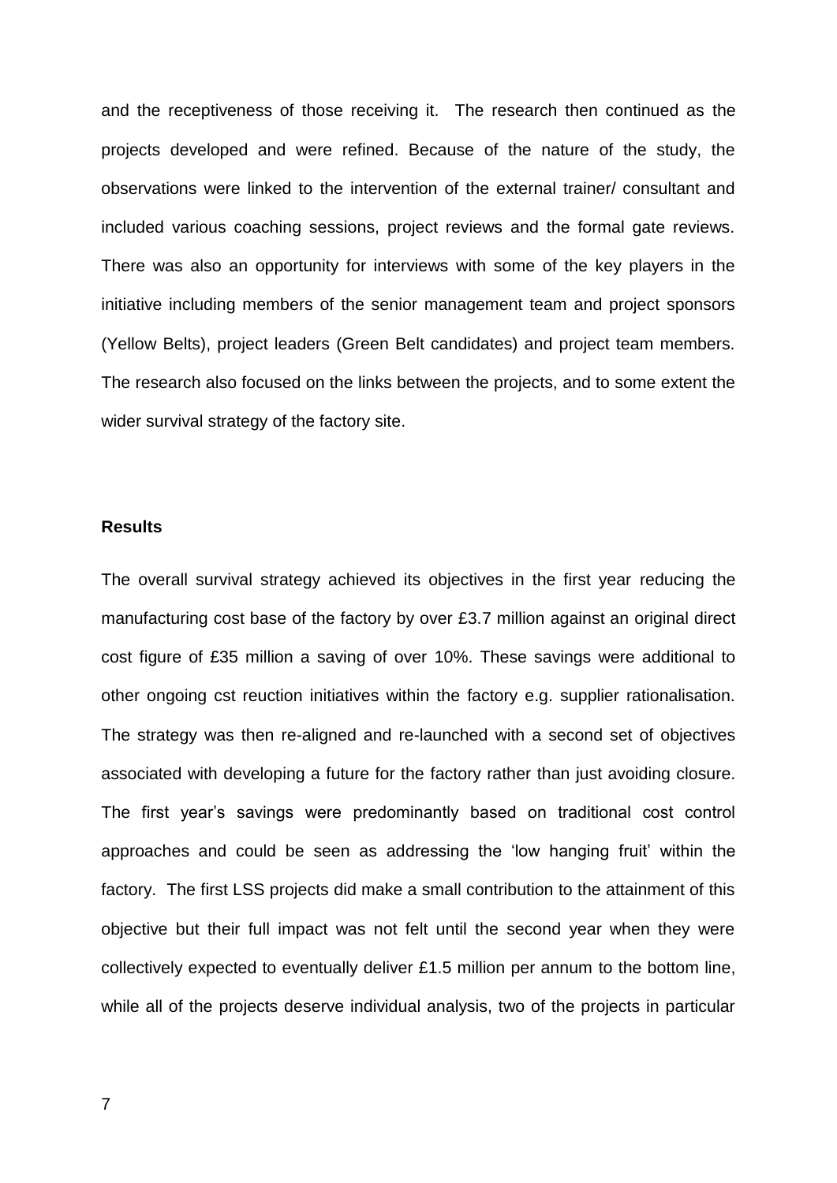and the receptiveness of those receiving it. The research then continued as the projects developed and were refined. Because of the nature of the study, the observations were linked to the intervention of the external trainer/ consultant and included various coaching sessions, project reviews and the formal gate reviews. There was also an opportunity for interviews with some of the key players in the initiative including members of the senior management team and project sponsors (Yellow Belts), project leaders (Green Belt candidates) and project team members. The research also focused on the links between the projects, and to some extent the wider survival strategy of the factory site.

**Results**

The overall survival strategy achieved its objectives in the first year reducing the manufacturing cost base of the factory by over £3.7 million against an original direct cost figure of £35 million a saving of over 10%. These savings were additional to other ongoing cst reuction initiatives within the factory e.g. supplier rationalisation. The strategy was then re-aligned and re-launched with a second set of objectives associated with developing a future for the factory rather than just avoiding closure. The first year's savings were predominantly based on traditional cost control approaches and could be seen as addressing the 'low hanging fruit' within the factory. The first LSS projects did make a small contribution to the attainment of this objective but their full impact was not felt until the second year when they were collectively expected to eventually deliver £1.5 million per annum to the bottom line, while all of the projects deserve individual analysis, two of the projects in particular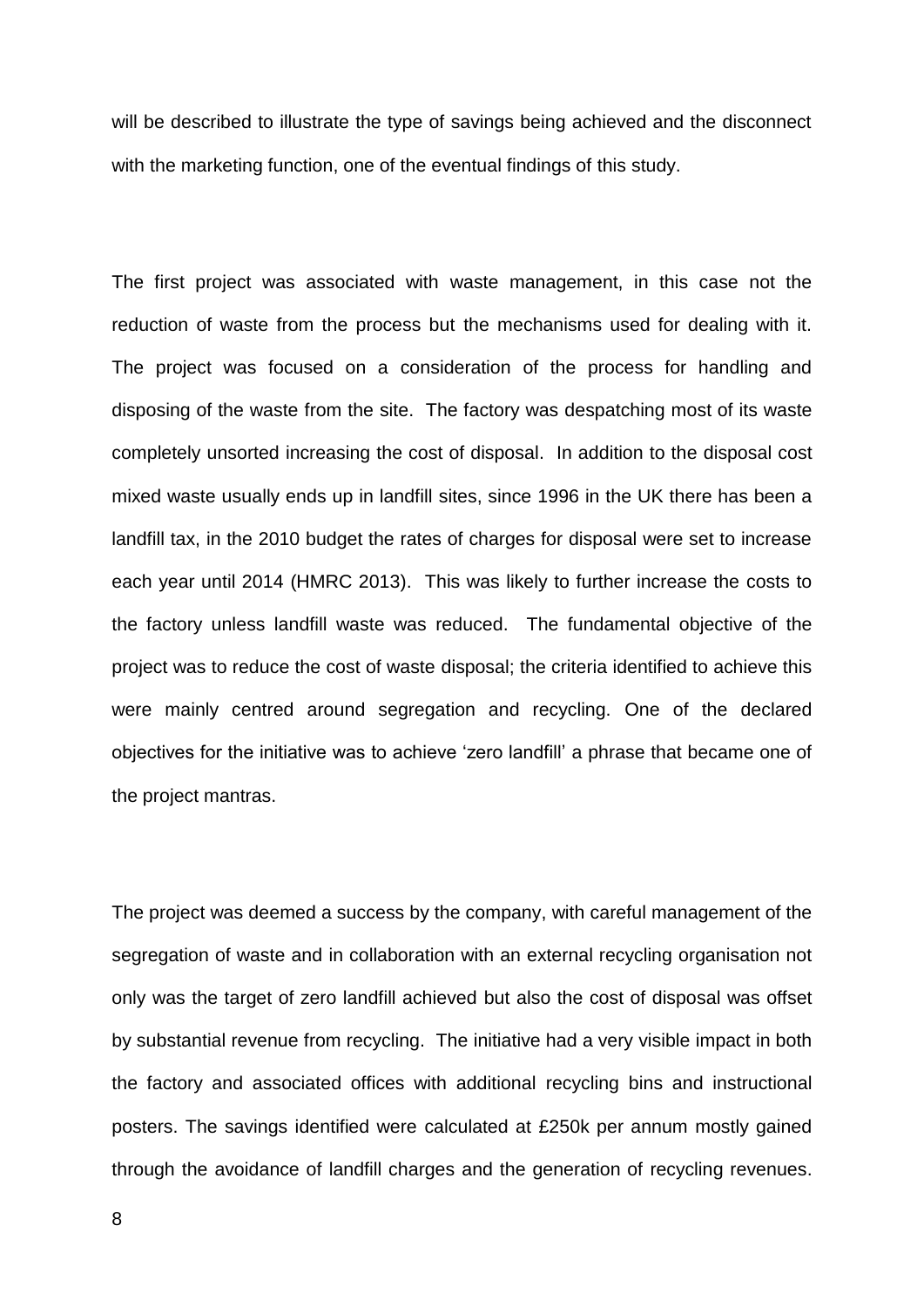will be described to illustrate the type of savings being achieved and the disconnect with the marketing function, one of the eventual findings of this study.

The first project was associated with waste management, in this case not the reduction of waste from the process but the mechanisms used for dealing with it. The project was focused on a consideration of the process for handling and disposing of the waste from the site. The factory was despatching most of its waste completely unsorted increasing the cost of disposal. In addition to the disposal cost mixed waste usually ends up in landfill sites, since 1996 in the UK there has been a landfill tax, in the 2010 budget the rates of charges for disposal were set to increase each year until 2014 (HMRC 2013). This was likely to further increase the costs to the factory unless landfill waste was reduced. The fundamental objective of the project was to reduce the cost of waste disposal; the criteria identified to achieve this were mainly centred around segregation and recycling. One of the declared objectives for the initiative was to achieve 'zero landfill' a phrase that became one of the project mantras.

The project was deemed a success by the company, with careful management of the segregation of waste and in collaboration with an external recycling organisation not only was the target of zero landfill achieved but also the cost of disposal was offset by substantial revenue from recycling. The initiative had a very visible impact in both the factory and associated offices with additional recycling bins and instructional posters. The savings identified were calculated at £250k per annum mostly gained through the avoidance of landfill charges and the generation of recycling revenues.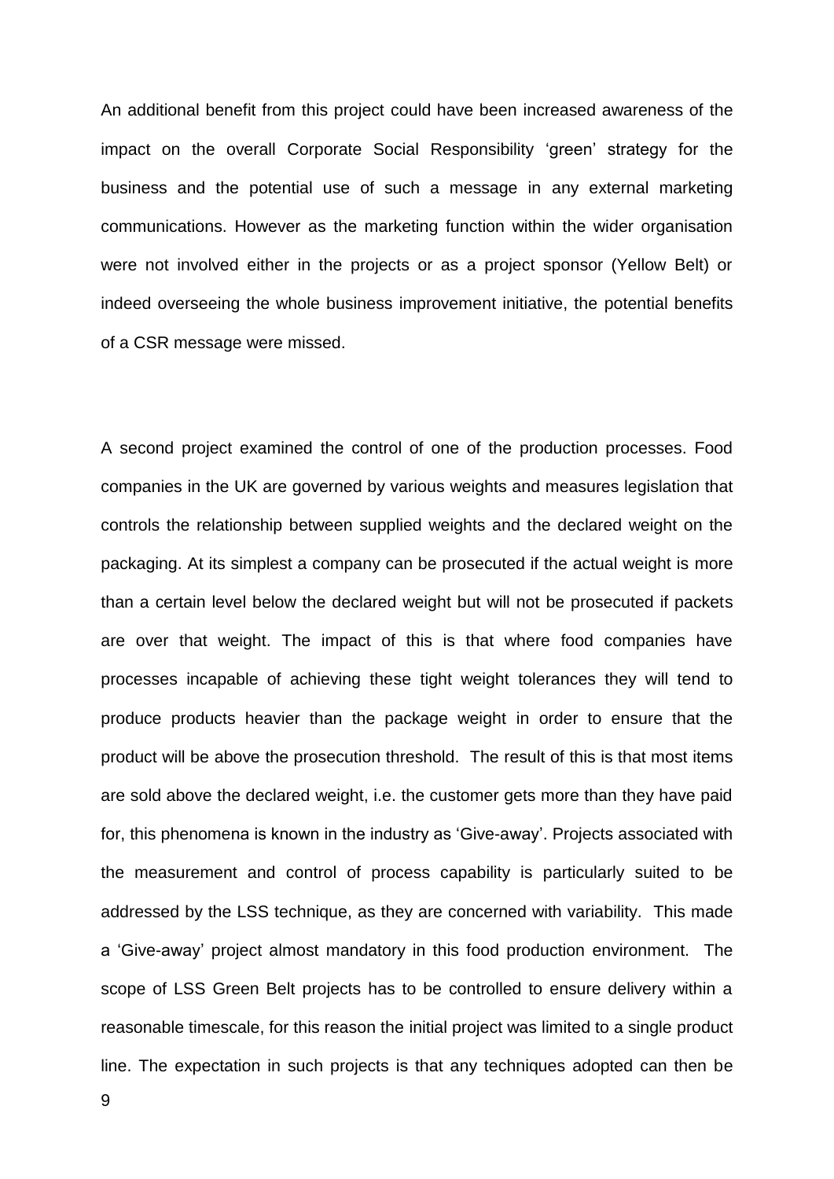An additional benefit from this project could have been increased awareness of the impact on the overall Corporate Social Responsibility 'green' strategy for the business and the potential use of such a message in any external marketing communications. However as the marketing function within the wider organisation were not involved either in the projects or as a project sponsor (Yellow Belt) or indeed overseeing the whole business improvement initiative, the potential benefits of a CSR message were missed.

A second project examined the control of one of the production processes. Food companies in the UK are governed by various weights and measures legislation that controls the relationship between supplied weights and the declared weight on the packaging. At its simplest a company can be prosecuted if the actual weight is more than a certain level below the declared weight but will not be prosecuted if packets are over that weight. The impact of this is that where food companies have processes incapable of achieving these tight weight tolerances they will tend to produce products heavier than the package weight in order to ensure that the product will be above the prosecution threshold. The result of this is that most items are sold above the declared weight, i.e. the customer gets more than they have paid for, this phenomena is known in the industry as 'Give-away'. Projects associated with the measurement and control of process capability is particularly suited to be addressed by the LSS technique, as they are concerned with variability. This made a 'Give-away' project almost mandatory in this food production environment. The scope of LSS Green Belt projects has to be controlled to ensure delivery within a reasonable timescale, for this reason the initial project was limited to a single product line. The expectation in such projects is that any techniques adopted can then be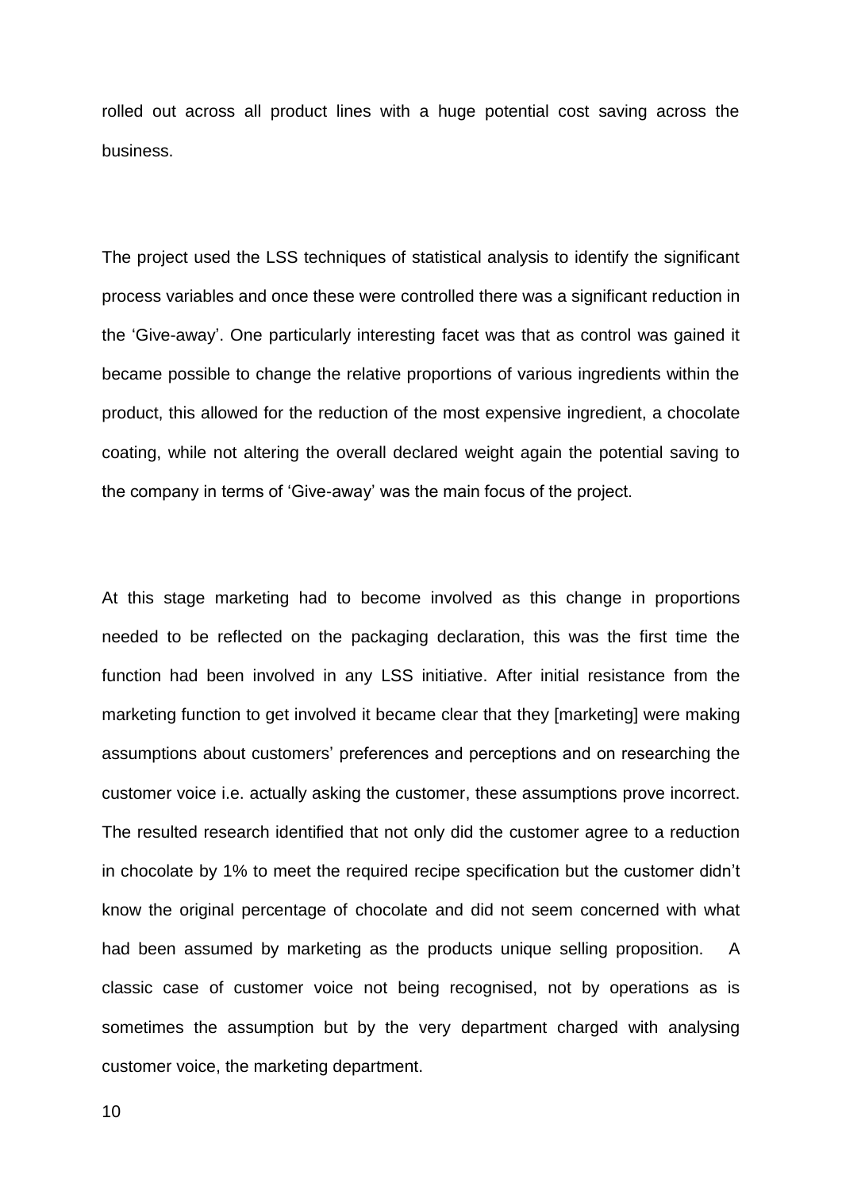rolled out across all product lines with a huge potential cost saving across the business.

The project used the LSS techniques of statistical analysis to identify the significant process variables and once these were controlled there was a significant reduction in the 'Give-away'. One particularly interesting facet was that as control was gained it became possible to change the relative proportions of various ingredients within the product, this allowed for the reduction of the most expensive ingredient, a chocolate coating, while not altering the overall declared weight again the potential saving to the company in terms of 'Give-away' was the main focus of the project.

At this stage marketing had to become involved as this change in proportions needed to be reflected on the packaging declaration, this was the first time the function had been involved in any LSS initiative. After initial resistance from the marketing function to get involved it became clear that they [marketing] were making assumptions about customers' preferences and perceptions and on researching the customer voice i.e. actually asking the customer, these assumptions prove incorrect. The resulted research identified that not only did the customer agree to a reduction in chocolate by 1% to meet the required recipe specification but the customer didn't know the original percentage of chocolate and did not seem concerned with what had been assumed by marketing as the products unique selling proposition. A classic case of customer voice not being recognised, not by operations as is sometimes the assumption but by the very department charged with analysing customer voice, the marketing department.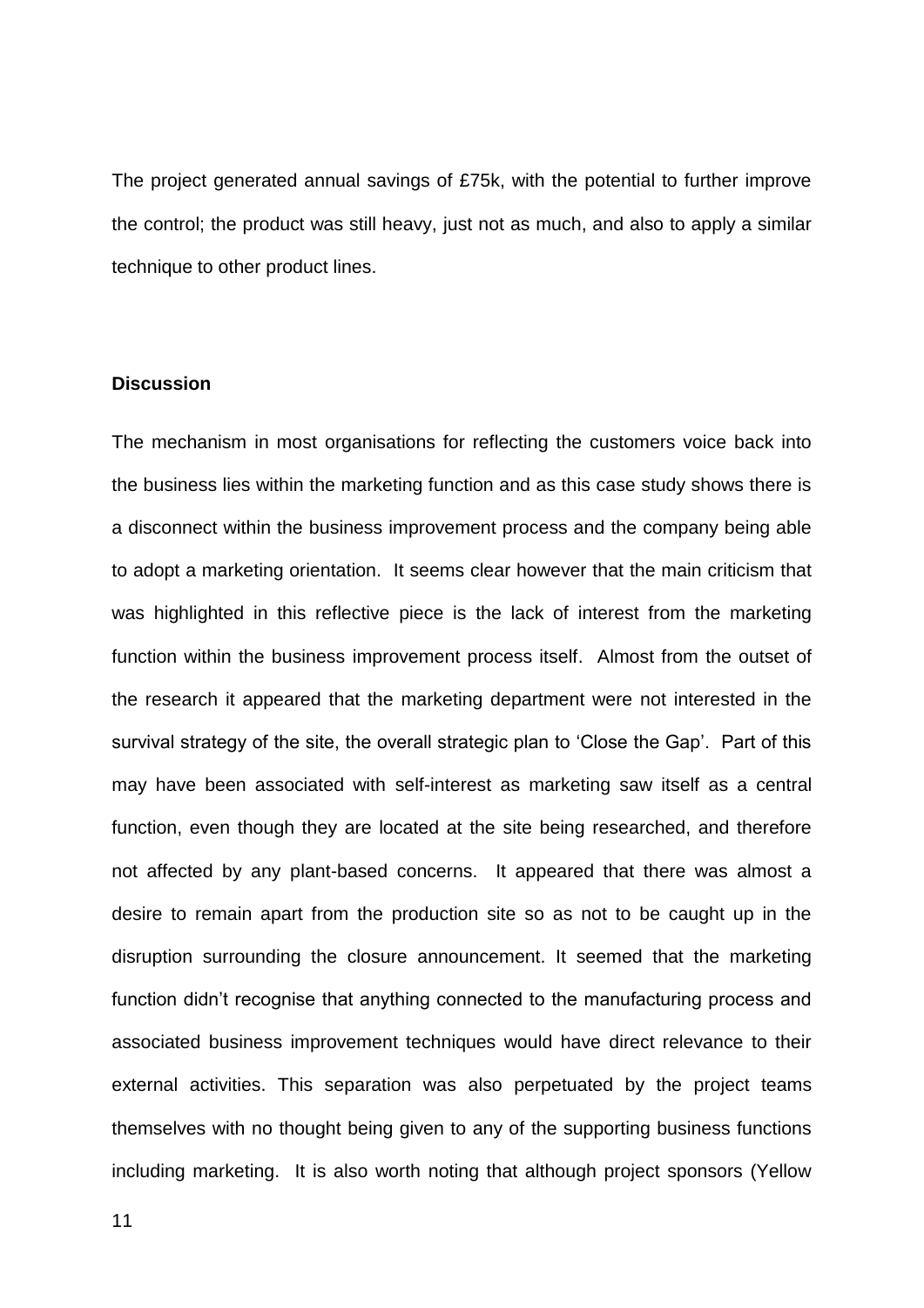The project generated annual savings of £75k, with the potential to further improve the control; the product was still heavy, just not as much, and also to apply a similar technique to other product lines.

**Discussion**

The mechanism in most organisations for reflecting the customers voice back into the business lies within the marketing function and as this case study shows there is a disconnect within the business improvement process and the company being able to adopt a marketing orientation. It seems clear however that the main criticism that was highlighted in this reflective piece is the lack of interest from the marketing function within the business improvement process itself. Almost from the outset of the research it appeared that the marketing department were not interested in the survival strategy of the site, the overall strategic plan to 'Close the Gap'. Part of this may have been associated with self-interest as marketing saw itself as a central function, even though they are located at the site being researched, and therefore not affected by any plant-based concerns. It appeared that there was almost a desire to remain apart from the production site so as not to be caught up in the disruption surrounding the closure announcement. It seemed that the marketing function didn't recognise that anything connected to the manufacturing process and associated business improvement techniques would have direct relevance to their external activities. This separation was also perpetuated by the project teams themselves with no thought being given to any of the supporting business functions including marketing. It is also worth noting that although project sponsors (Yellow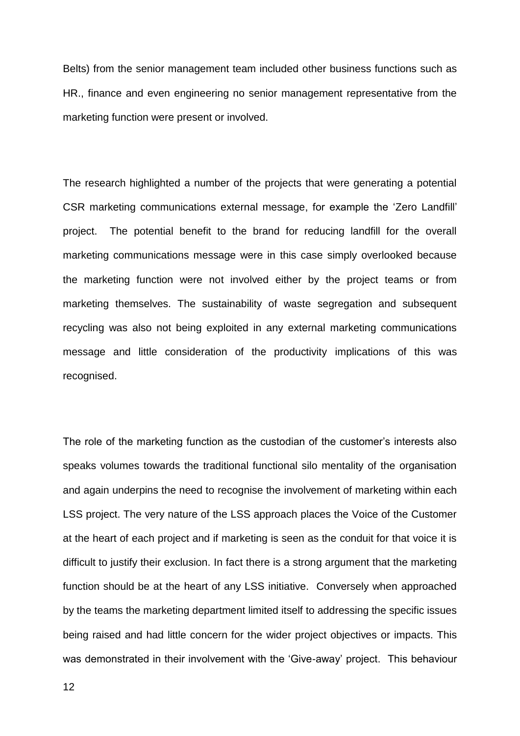Belts) from the senior management team included other business functions such as HR., finance and even engineering no senior management representative from the marketing function were present or involved.

The research highlighted a number of the projects that were generating a potential CSR marketing communications external message, for example the 'Zero Landfill' project. The potential benefit to the brand for reducing landfill for the overall marketing communications message were in this case simply overlooked because the marketing function were not involved either by the project teams or from marketing themselves. The sustainability of waste segregation and subsequent recycling was also not being exploited in any external marketing communications message and little consideration of the productivity implications of this was recognised.

The role of the marketing function as the custodian of the customer's interests also speaks volumes towards the traditional functional silo mentality of the organisation and again underpins the need to recognise the involvement of marketing within each LSS project. The very nature of the LSS approach places the Voice of the Customer at the heart of each project and if marketing is seen as the conduit for that voice it is difficult to justify their exclusion. In fact there is a strong argument that the marketing function should be at the heart of any LSS initiative. Conversely when approached by the teams the marketing department limited itself to addressing the specific issues being raised and had little concern for the wider project objectives or impacts. This was demonstrated in their involvement with the 'Give-away' project. This behaviour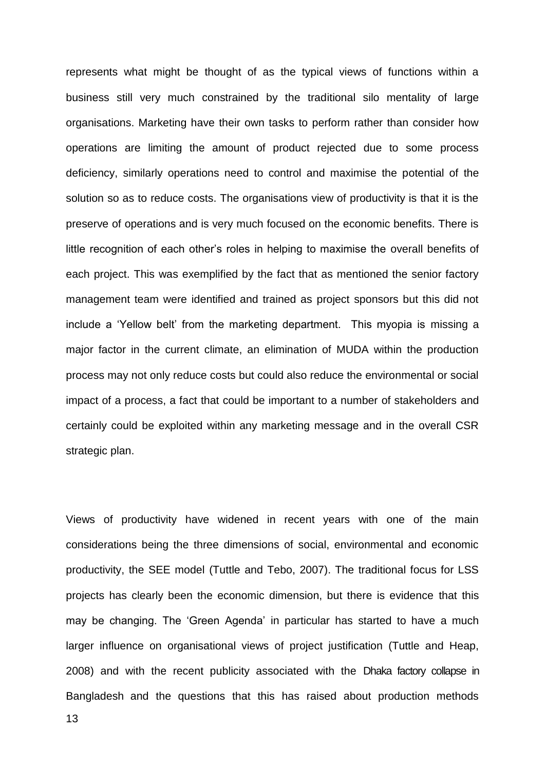represents what might be thought of as the typical views of functions within a business still very much constrained by the traditional silo mentality of large organisations. Marketing have their own tasks to perform rather than consider how operations are limiting the amount of product rejected due to some process deficiency, similarly operations need to control and maximise the potential of the solution so as to reduce costs. The organisations view of productivity is that it is the preserve of operations and is very much focused on the economic benefits. There is little recognition of each other's roles in helping to maximise the overall benefits of each project. This was exemplified by the fact that as mentioned the senior factory management team were identified and trained as project sponsors but this did not include a 'Yellow belt' from the marketing department. This myopia is missing a major factor in the current climate, an elimination of MUDA within the production process may not only reduce costs but could also reduce the environmental or social impact of a process, a fact that could be important to a number of stakeholders and certainly could be exploited within any marketing message and in the overall CSR strategic plan.

Views of productivity have widened in recent years with one of the main considerations being the three dimensions of social, environmental and economic productivity, the SEE model (Tuttle and Tebo, 2007). The traditional focus for LSS projects has clearly been the economic dimension, but there is evidence that this may be changing. The 'Green Agenda' in particular has started to have a much larger influence on organisational views of project justification (Tuttle and Heap, 2008) and with the recent publicity associated with the Dhaka factory collapse in Bangladesh and the questions that this has raised about production methods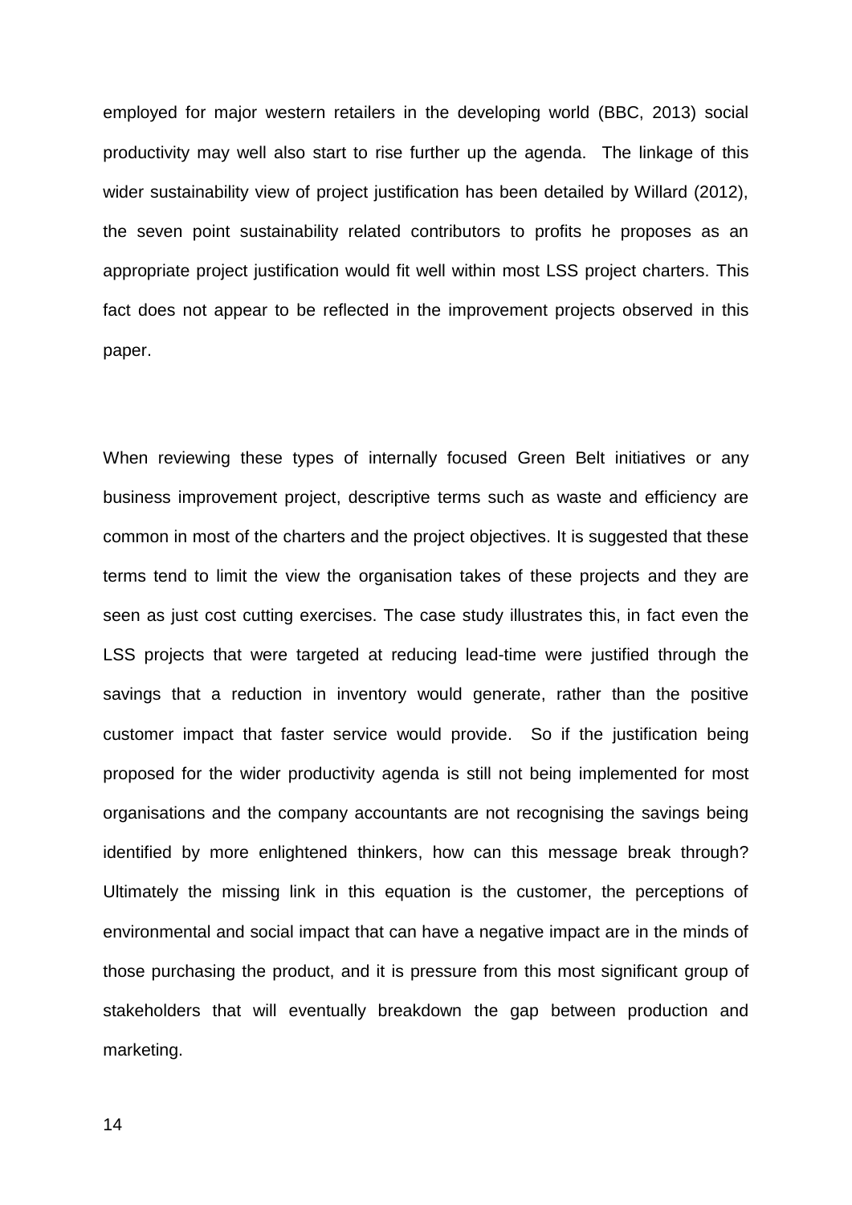employed for major western retailers in the developing world (BBC, 2013) social productivity may well also start to rise further up the agenda. The linkage of this wider sustainability view of project justification has been detailed by Willard (2012), the seven point sustainability related contributors to profits he proposes as an appropriate project justification would fit well within most LSS project charters. This fact does not appear to be reflected in the improvement projects observed in this paper.

When reviewing these types of internally focused Green Belt initiatives or any business improvement project, descriptive terms such as waste and efficiency are common in most of the charters and the project objectives. It is suggested that these terms tend to limit the view the organisation takes of these projects and they are seen as just cost cutting exercises. The case study illustrates this, in fact even the LSS projects that were targeted at reducing lead-time were justified through the savings that a reduction in inventory would generate, rather than the positive customer impact that faster service would provide. So if the justification being proposed for the wider productivity agenda is still not being implemented for most organisations and the company accountants are not recognising the savings being identified by more enlightened thinkers, how can this message break through? Ultimately the missing link in this equation is the customer, the perceptions of environmental and social impact that can have a negative impact are in the minds of those purchasing the product, and it is pressure from this most significant group of stakeholders that will eventually breakdown the gap between production and marketing.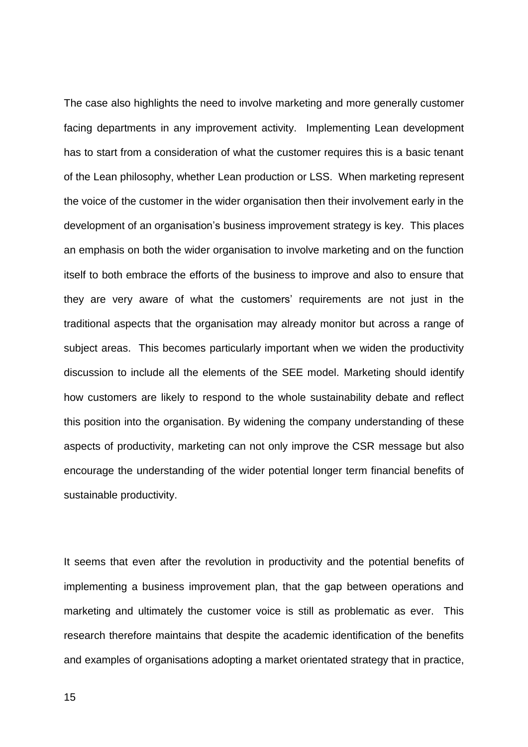The case also highlights the need to involve marketing and more generally customer facing departments in any improvement activity. Implementing Lean development has to start from a consideration of what the customer requires this is a basic tenant of the Lean philosophy, whether Lean production or LSS. When marketing represent the voice of the customer in the wider organisation then their involvement early in the development of an organisation's business improvement strategy is key. This places an emphasis on both the wider organisation to involve marketing and on the function itself to both embrace the efforts of the business to improve and also to ensure that they are very aware of what the customers' requirements are not just in the traditional aspects that the organisation may already monitor but across a range of subject areas. This becomes particularly important when we widen the productivity discussion to include all the elements of the SEE model. Marketing should identify how customers are likely to respond to the whole sustainability debate and reflect this position into the organisation. By widening the company understanding of these aspects of productivity, marketing can not only improve the CSR message but also encourage the understanding of the wider potential longer term financial benefits of sustainable productivity.

It seems that even after the revolution in productivity and the potential benefits of implementing a business improvement plan, that the gap between operations and marketing and ultimately the customer voice is still as problematic as ever. This research therefore maintains that despite the academic identification of the benefits and examples of organisations adopting a market orientated strategy that in practice,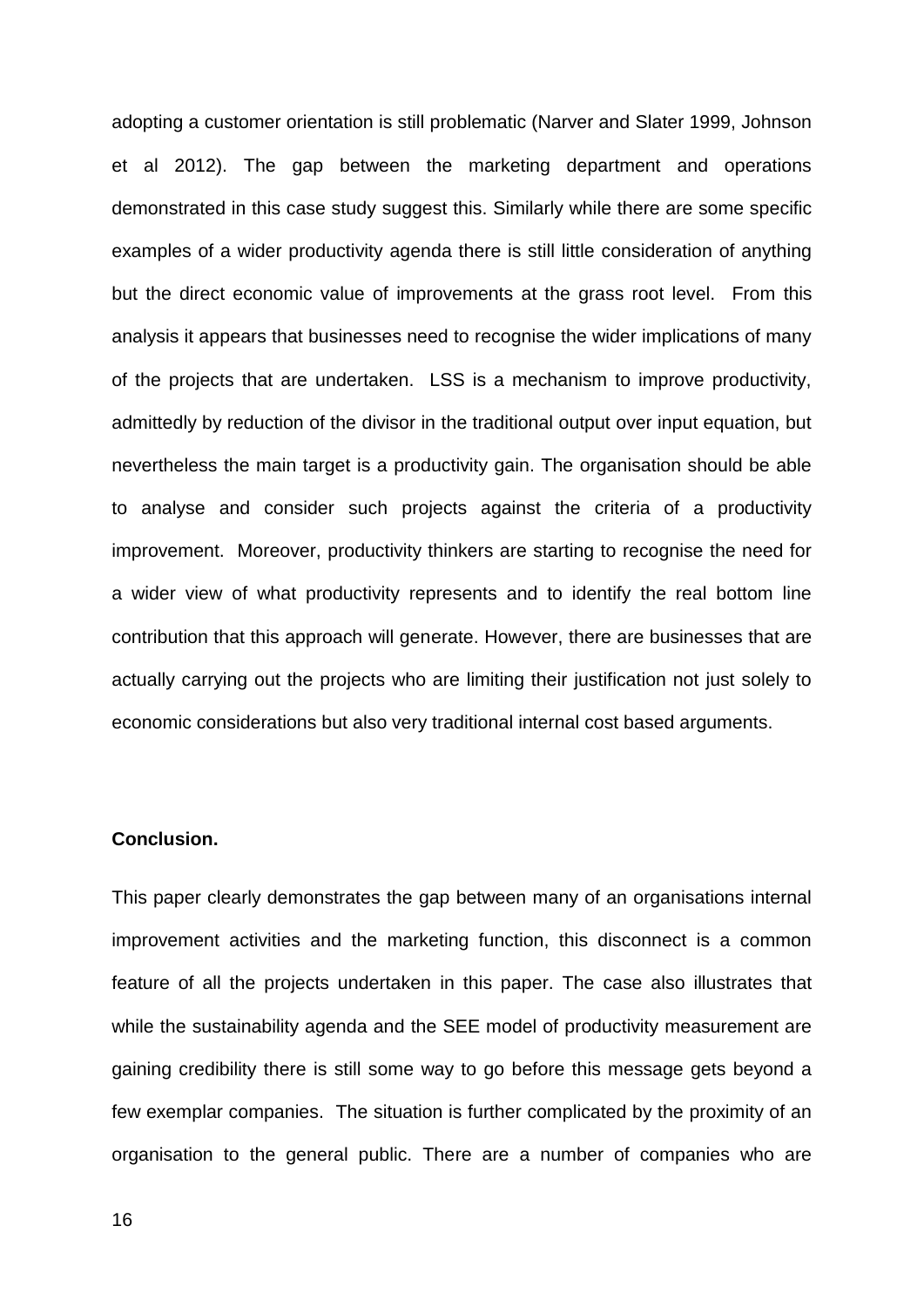adopting a customer orientation is still problematic (Narver and Slater 1999, Johnson et al 2012). The gap between the marketing department and operations demonstrated in this case study suggest this. Similarly while there are some specific examples of a wider productivity agenda there is still little consideration of anything but the direct economic value of improvements at the grass root level. From this analysis it appears that businesses need to recognise the wider implications of many of the projects that are undertaken. LSS is a mechanism to improve productivity, admittedly by reduction of the divisor in the traditional output over input equation, but nevertheless the main target is a productivity gain. The organisation should be able to analyse and consider such projects against the criteria of a productivity improvement. Moreover, productivity thinkers are starting to recognise the need for a wider view of what productivity represents and to identify the real bottom line contribution that this approach will generate. However, there are businesses that are actually carrying out the projects who are limiting their justification not just solely to economic considerations but also very traditional internal cost based arguments.

**Conclusion.**

This paper clearly demonstrates the gap between many of an organisations internal improvement activities and the marketing function, this disconnect is a common feature of all the projects undertaken in this paper. The case also illustrates that while the sustainability agenda and the SEE model of productivity measurement are gaining credibility there is still some way to go before this message gets beyond a few exemplar companies. The situation is further complicated by the proximity of an organisation to the general public. There are a number of companies who are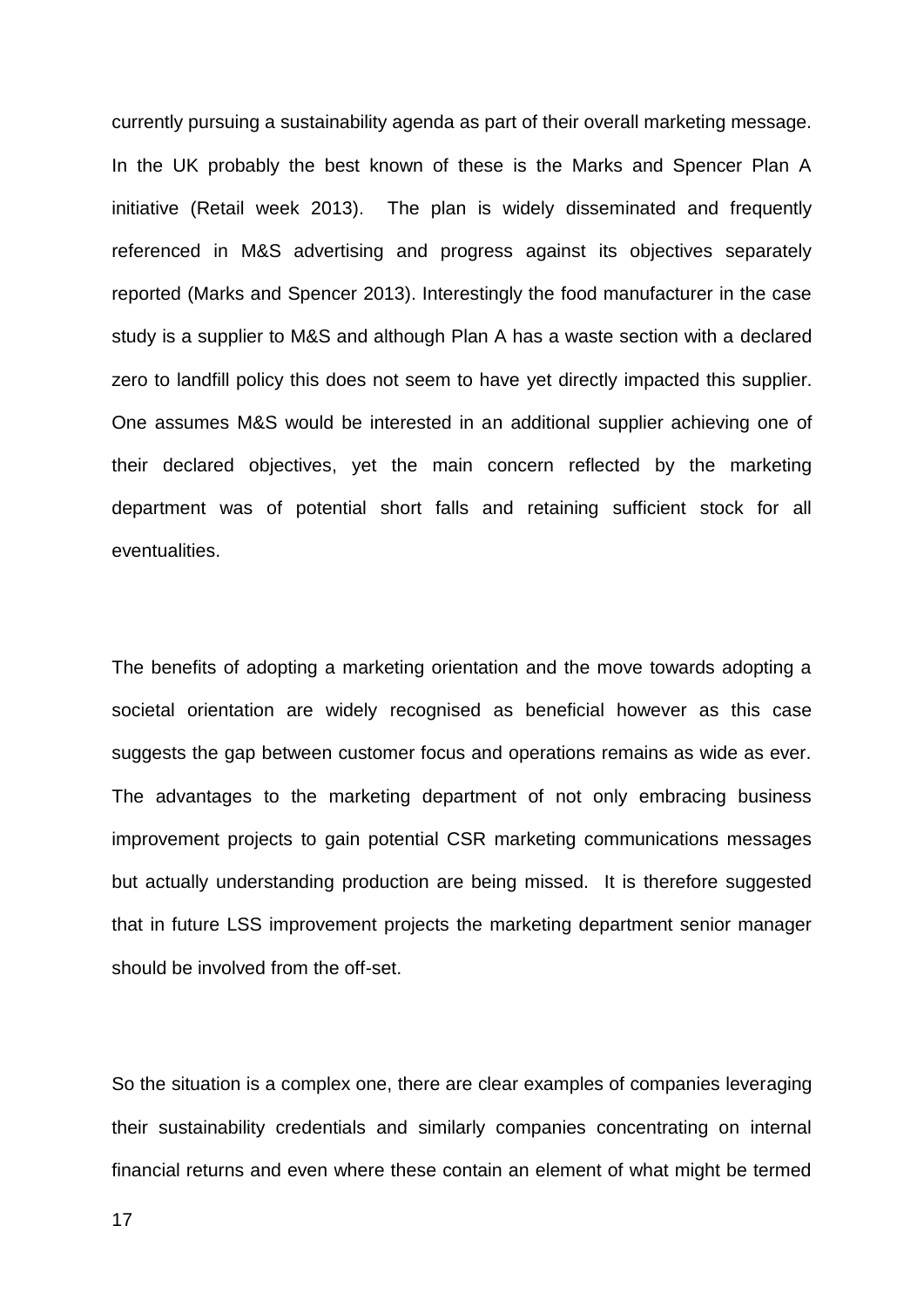currently pursuing a sustainability agenda as part of their overall marketing message. In the UK probably the best known of these is the Marks and Spencer Plan A initiative (Retail week 2013). The plan is widely disseminated and frequently referenced in M&S advertising and progress against its objectives separately reported (Marks and Spencer 2013). Interestingly the food manufacturer in the case study is a supplier to M&S and although Plan A has a waste section with a declared zero to landfill policy this does not seem to have yet directly impacted this supplier. One assumes M&S would be interested in an additional supplier achieving one of their declared objectives, yet the main concern reflected by the marketing department was of potential short falls and retaining sufficient stock for all eventualities.

The benefits of adopting a marketing orientation and the move towards adopting a societal orientation are widely recognised as beneficial however as this case suggests the gap between customer focus and operations remains as wide as ever. The advantages to the marketing department of not only embracing business improvement projects to gain potential CSR marketing communications messages but actually understanding production are being missed. It is therefore suggested that in future LSS improvement projects the marketing department senior manager should be involved from the off-set.

So the situation is a complex one, there are clear examples of companies leveraging their sustainability credentials and similarly companies concentrating on internal financial returns and even where these contain an element of what might be termed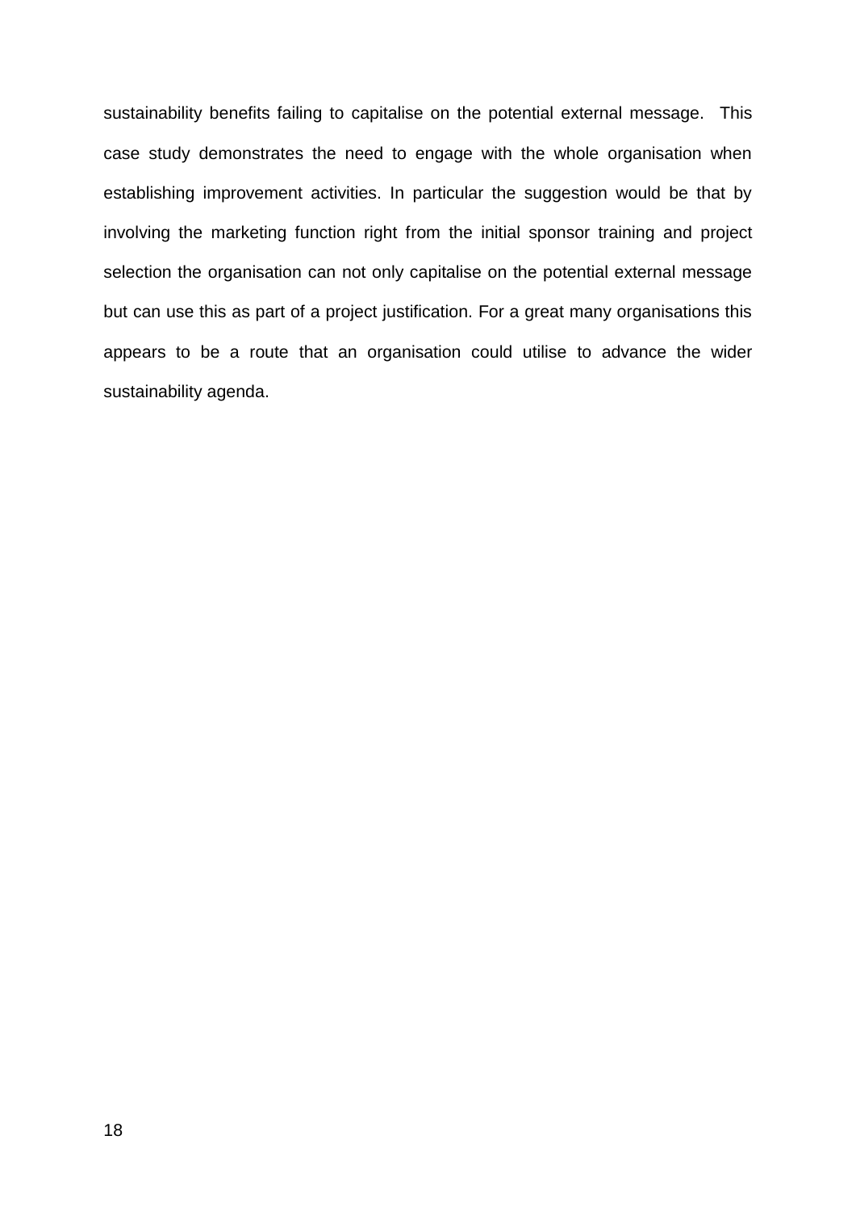sustainability benefits failing to capitalise on the potential external message. This case study demonstrates the need to engage with the whole organisation when establishing improvement activities. In particular the suggestion would be that by involving the marketing function right from the initial sponsor training and project selection the organisation can not only capitalise on the potential external message but can use this as part of a project justification. For a great many organisations this appears to be a route that an organisation could utilise to advance the wider sustainability agenda.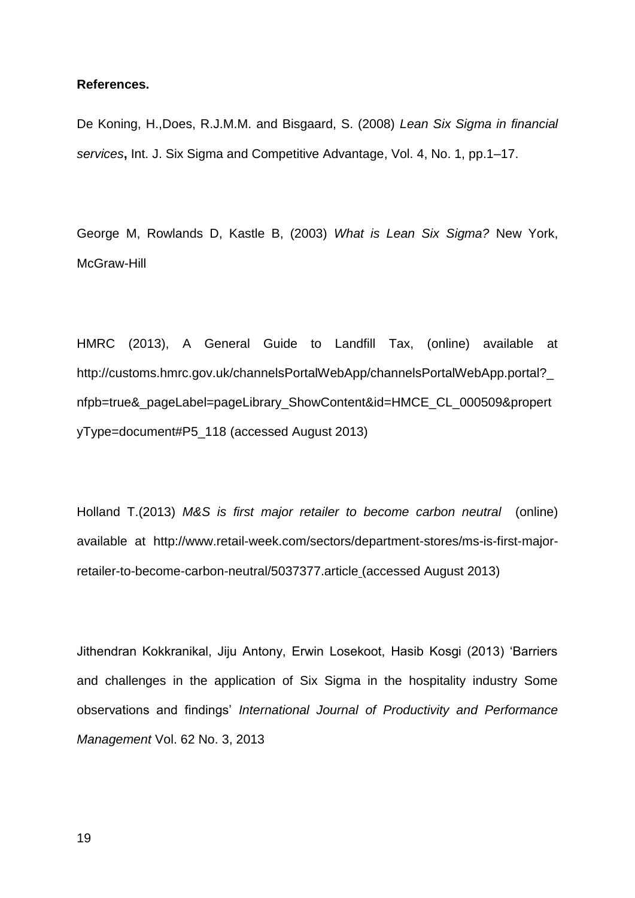**References.**

De Koning, H.,Does, R.J.M.M. and Bisgaard, S. (2008) *Lean Six Sigma in financial services***,** Int. J. Six Sigma and Competitive Advantage, Vol. 4, No. 1, pp.1–17.

George M, Rowlands D, Kastle B, (2003) *What is Lean Six Sigma?* New York, McGraw-Hill

HMRC (2013), A General Guide to Landfill Tax, (online) available at http://customs.hmrc.gov.uk/channelsPortalWebApp/channelsPortalWebApp.portal?_nfpb=true&_pageLabel=pageLibrary_ShowContent&id=HMCE_CL_000509&propertyType=document#P5_118 (accessed August 2013)

Holland T.(2013) *M&S is first major retailer to become carbon neutral* (online) available at http://www.retail-week.com/sectors/department-stores/ms-is-first-major-retailer-to-become-carbon-neutral/5037377.article (accessed August 2013)

Jithendran Kokkranikal, Jiju Antony, Erwin Losekoot, Hasib Kosgi (2013) 'Barriers and challenges in the application of Six Sigma in the hospitality industry Some observations and findings' *International Journal of Productivity and Performance Management* Vol. 62 No. 3, 2013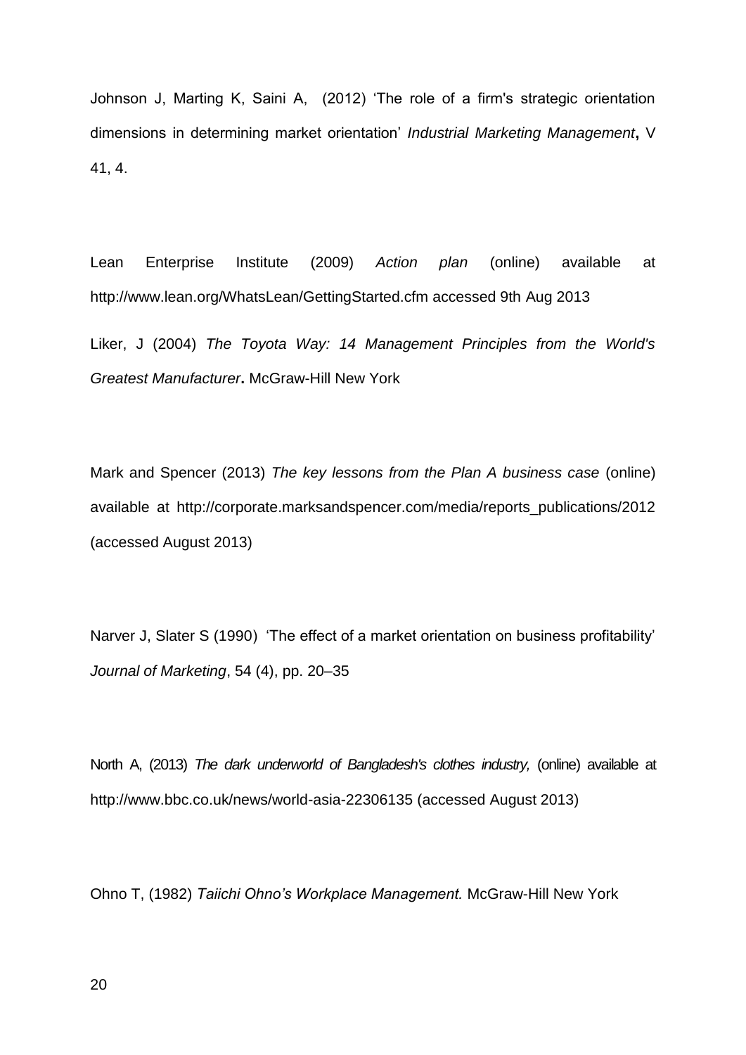Johnson J, Marting K, Saini A, (2012) 'The role of a firm's strategic orientation dimensions in determining market orientation' *Industrial Marketing Management***,** V 41, 4.

Lean Enterprise Institute (2009) *Action plan* (online) available at http://www.lean.org/WhatsLean/GettingStarted.cfm accessed 9th Aug 2013

Liker, J (2004) *The Toyota Way: 14 Management Principles from the World's Greatest Manufacturer***.** McGraw-Hill New York

Mark and Spencer (2013) *The key lessons from the Plan A business case* (online) available at http://corporate.marksandspencer.com/media/reports_publications/2012 (accessed August 2013)

Narver J, Slater S (1990) 'The effect of a market orientation on business profitability' *Journal of Marketing*, 54 (4), pp. 20–35

North A, (2013) *The dark underworld of Bangladesh's clothes industry,* (online) available at http://www.bbc.co.uk/news/world-asia-22306135 (accessed August 2013)

Ohno T, (1982) *Taiichi Ohno's Workplace Management.* McGraw-Hill New York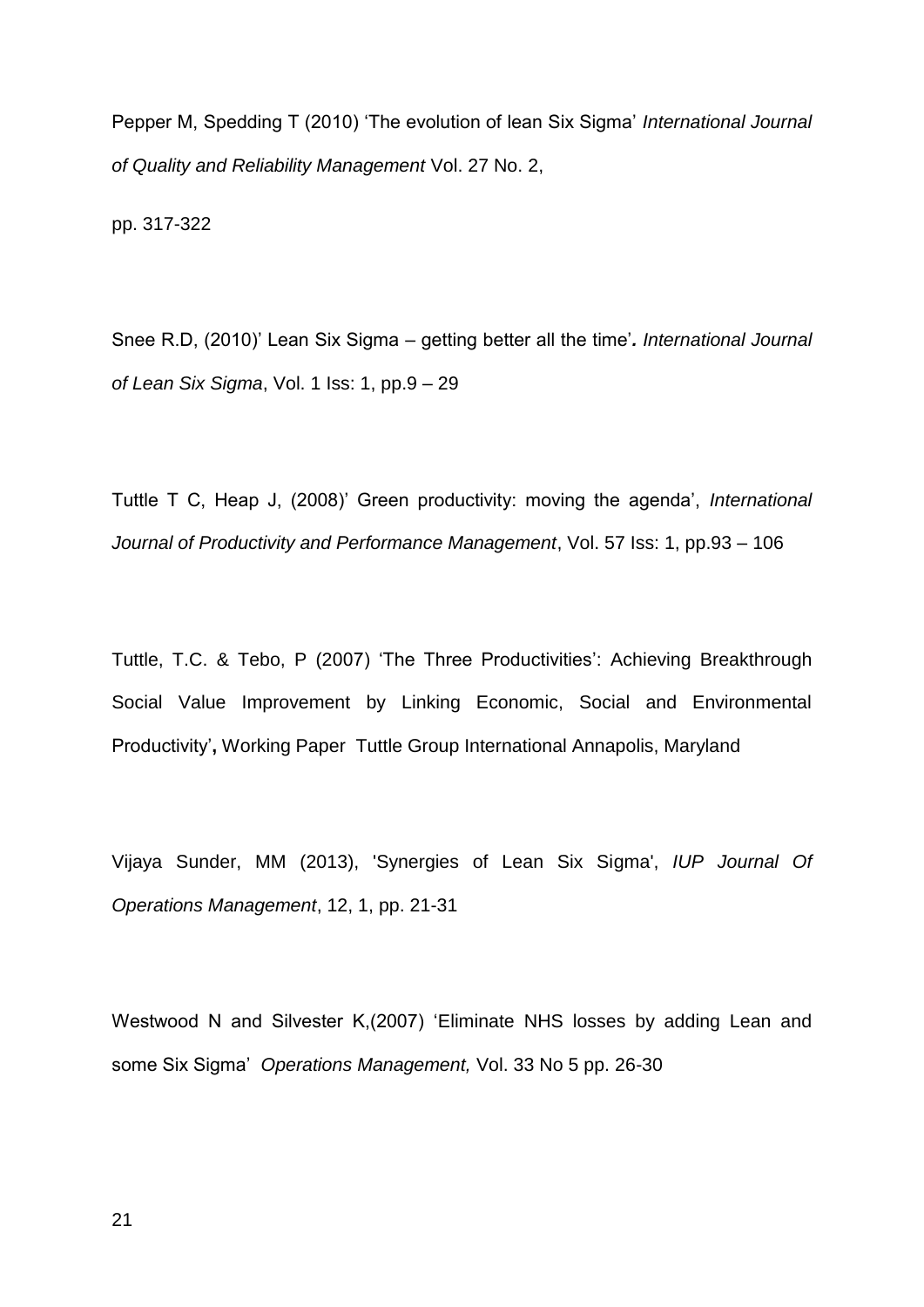Pepper M, Spedding T (2010) 'The evolution of lean Six Sigma' *International Journal of Quality and Reliability Management* Vol. 27 No. 2,

pp. 317-322

Snee R.D, (2010)' Lean Six Sigma – getting better all the time'*. International Journal of Lean Six Sigma*, Vol. 1 Iss: 1, pp.9 – 29

Tuttle T C, Heap J, (2008)' Green productivity: moving the agenda', *International Journal of Productivity and Performance Management*, Vol. 57 Iss: 1, pp.93 – 106

Tuttle, T.C. & Tebo, P (2007) 'The Three Productivities': Achieving Breakthrough Social Value Improvement by Linking Economic, Social and Environmental Productivity'**,** Working Paper Tuttle Group International Annapolis, Maryland

Vijaya Sunder, MM (2013), 'Synergies of Lean Six Sigma', *IUP Journal Of Operations Management*, 12, 1, pp. 21-31

Westwood N and Silvester K,(2007) 'Eliminate NHS losses by adding Lean and some Six Sigma' *Operations Management,* Vol. 33 No 5 pp. 26-30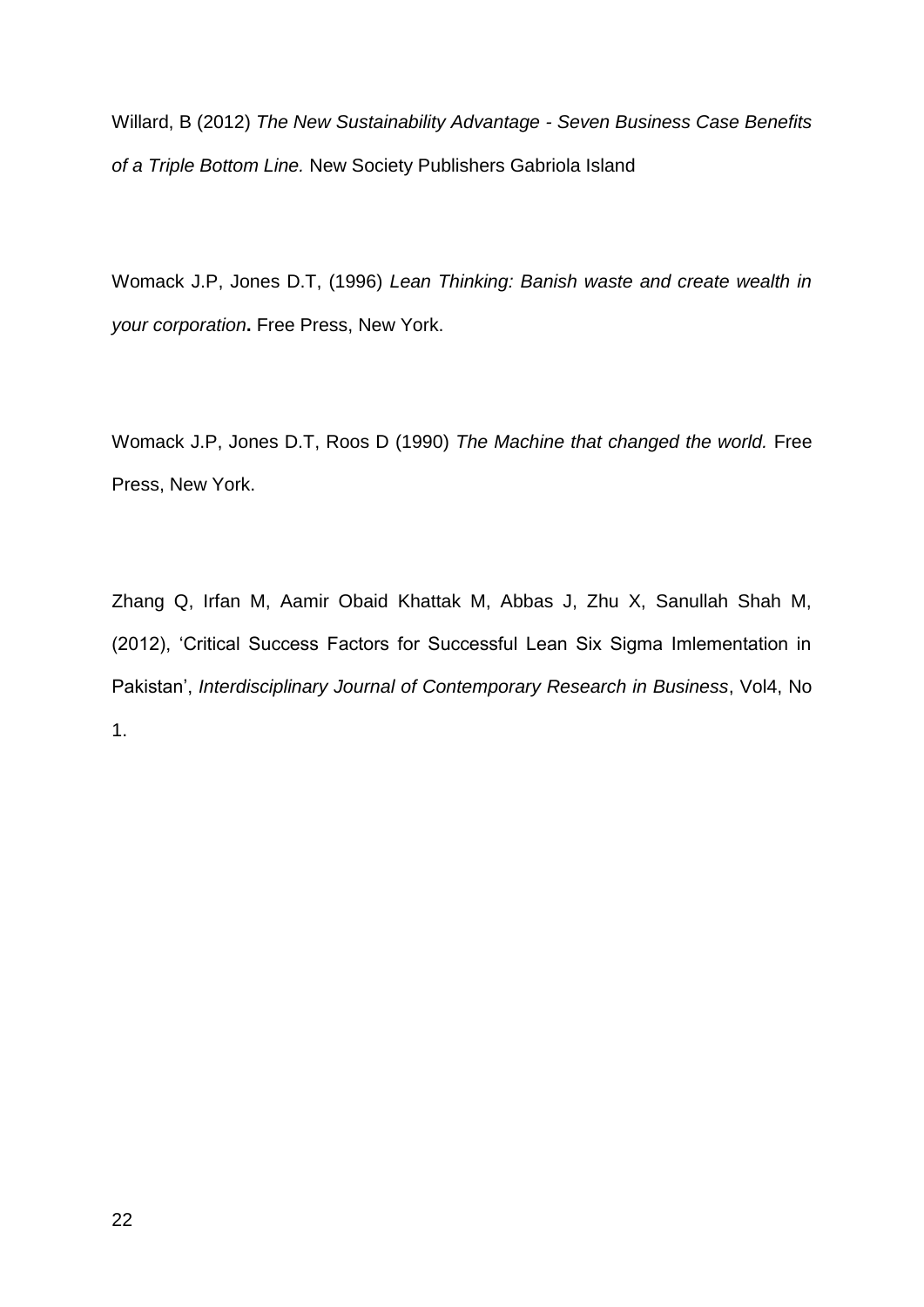Willard, B (2012) *The New Sustainability Advantage - Seven Business Case Benefits of a Triple Bottom Line.* New Society Publishers Gabriola Island

Womack J.P, Jones D.T, (1996) *Lean Thinking: Banish waste and create wealth in your corporation***.** Free Press, New York.

Womack J.P, Jones D.T, Roos D (1990) *The Machine that changed the world.* Free Press, New York.

Zhang Q, Irfan M, Aamir Obaid Khattak M, Abbas J, Zhu X, Sanullah Shah M, (2012), 'Critical Success Factors for Successful Lean Six Sigma Imlementation in Pakistan', *Interdisciplinary Journal of Contemporary Research in Business*, Vol4, No 1.